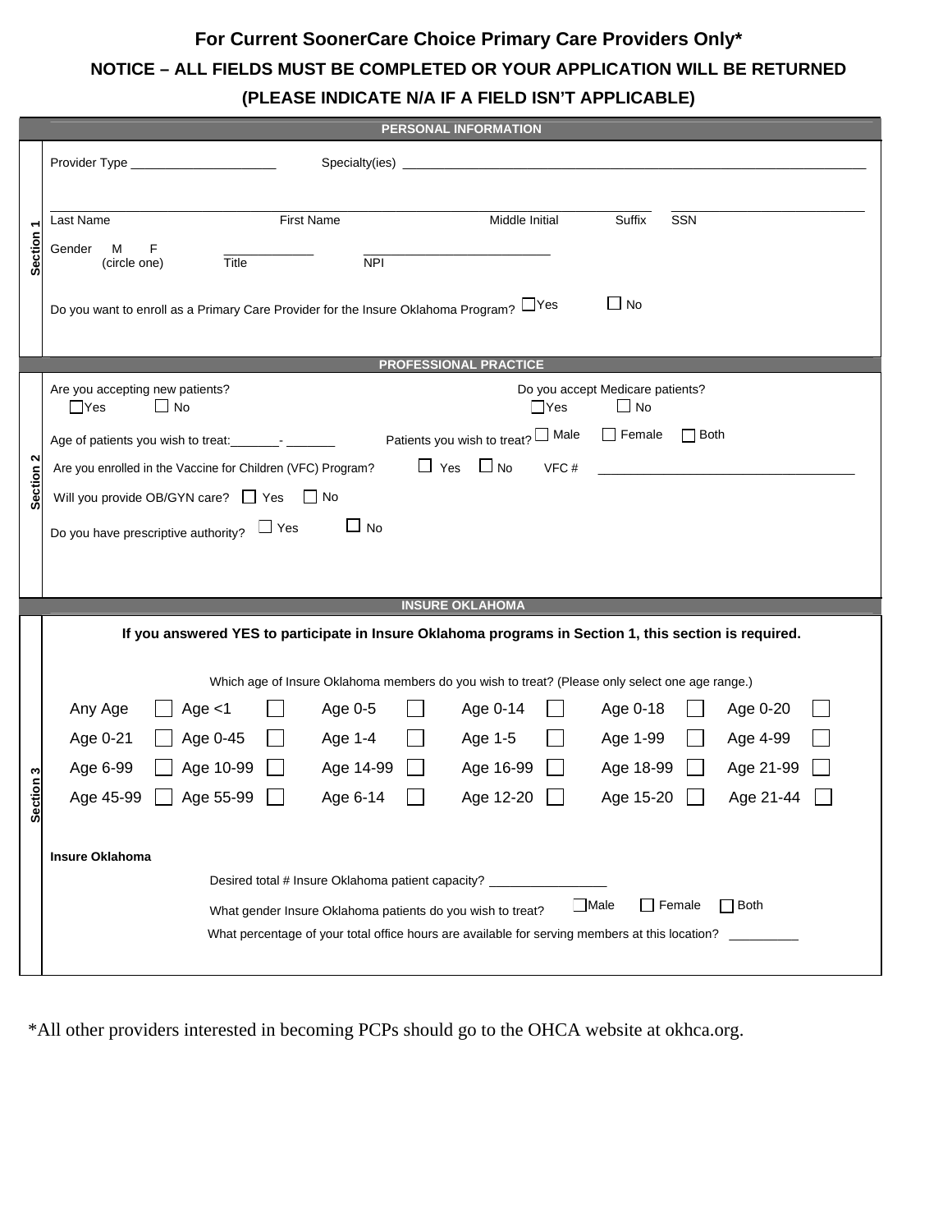# For Current SoonerCare Choice Primary Care Providers Only*

**NOTICE – ALL FIELDS MUST BE COMPLETED OR YOUR APPLICATION WILL BE RETURNED**

**(PLEASE INDICATE N/A IF A FIELD ISN'T APPLICABLE)**

## PERSONAL INFORMATION

**Section 1**

Provider Type ____________________ Specialty(ies) ____________________________________________

______________________________________________________________ ____________________

Last Name First Name Middle Initial Suffix SSN

Gender M F (circle one) ____________ Title ________________________ NPI

Do you want to enroll as a Primary Care Provider for the Insure Oklahoma Program? ☐ Yes ☐ No

## PROFESSIONAL PRACTICE

**Section 2**

Are you accepting new patients? ☐ Yes ☐ No

Do you accept Medicare patients? ☐ Yes ☐ No

Age of patients you wish to treat: _______ - _______

Patients you wish to treat? ☐ Male ☐ Female ☐ Both

Are you enrolled in the Vaccine for Children (VFC) Program? ☐ Yes ☐ No VFC # ______________________________

Will you provide OB/GYN care? ☐ Yes ☐ No

Do you have prescriptive authority? ☐ Yes ☐ No

## INSURE OKLAHOMA

**Section 3**

**If you answered YES to participate in Insure Oklahoma programs in Section 1, this section is required.**

Which age of Insure Oklahoma members do you wish to treat? (Please only select one age range.)

| | | | | | |
|---|---|---|---|---|---|
| Any Age ☐ | Age <1 ☐ | Age 0-5 ☐ | Age 0-14 ☐ | Age 0-18 ☐ | Age 0-20 ☐ |
| Age 0-21 ☐ | Age 0-45 ☐ | Age 1-4 ☐ | Age 1-5 ☐ | Age 1-99 ☐ | Age 4-99 ☐ |
| Age 6-99 ☐ | Age 10-99 ☐ | Age 14-99 ☐ | Age 16-99 ☐ | Age 18-99 ☐ | Age 21-99 ☐ |
| Age 45-99 ☐ | Age 55-99 ☐ | Age 6-14 ☐ | Age 12-20 ☐ | Age 15-20 ☐ | Age 21-44 ☐ |

**Insure Oklahoma**

Desired total # Insure Oklahoma patient capacity? ________________

What gender Insure Oklahoma patients do you wish to treat? ☐ Male ☐ Female ☐ Both

What percentage of your total office hours are available for serving members at this location? _________

*All other providers interested in becoming PCPs should go to the OHCA website at okhca.org.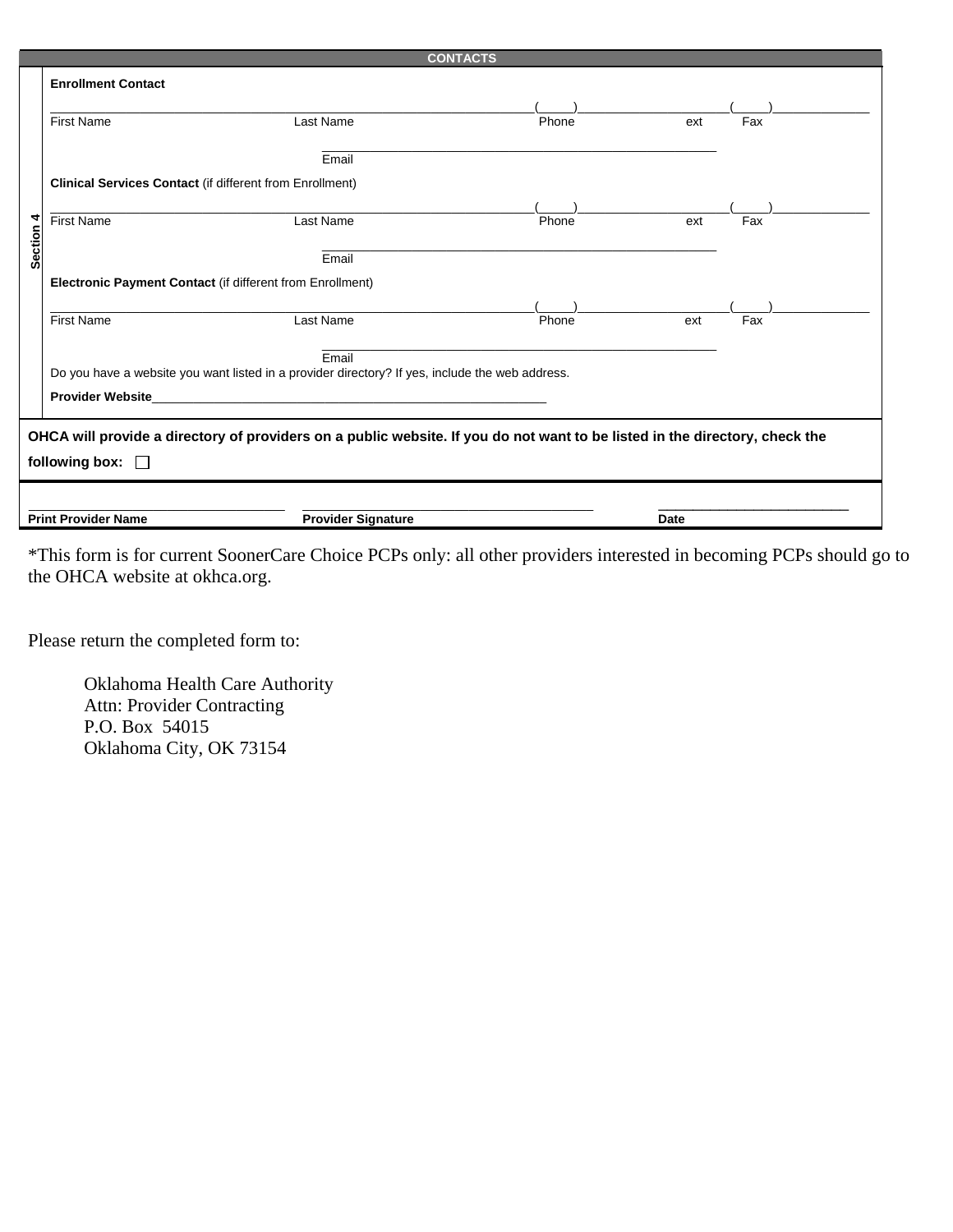## CONTACTS

**Section 4**

**Enrollment Contact**

| First Name | Last Name | Phone ( ) | ext | Fax ( ) |
|---|---|---|---|---|
| | | | | |

Email ______________________________

**Clinical Services Contact** (if different from Enrollment)

| First Name | Last Name | Phone ( ) | ext | Fax ( ) |
|---|---|---|---|---|
| | | | | |

Email ______________________________

**Electronic Payment Contact** (if different from Enrollment)

| First Name | Last Name | Phone ( ) | ext | Fax ( ) |
|---|---|---|---|---|
| | | | | |

Email ______________________________

Do you have a website you want listed in a provider directory? If yes, include the web address.

**Provider Website**______________________________

**OHCA will provide a directory of providers on a public website. If you do not want to be listed in the directory, check the following box:** ☐

| Print Provider Name | Provider Signature | Date |
|---|---|---|
| | | |

*This form is for current SoonerCare Choice PCPs only: all other providers interested in becoming PCPs should go to the OHCA website at okhca.org.

Please return the completed form to:

Oklahoma Health Care Authority
Attn: Provider Contracting
P.O. Box 54015
Oklahoma City, OK 73154